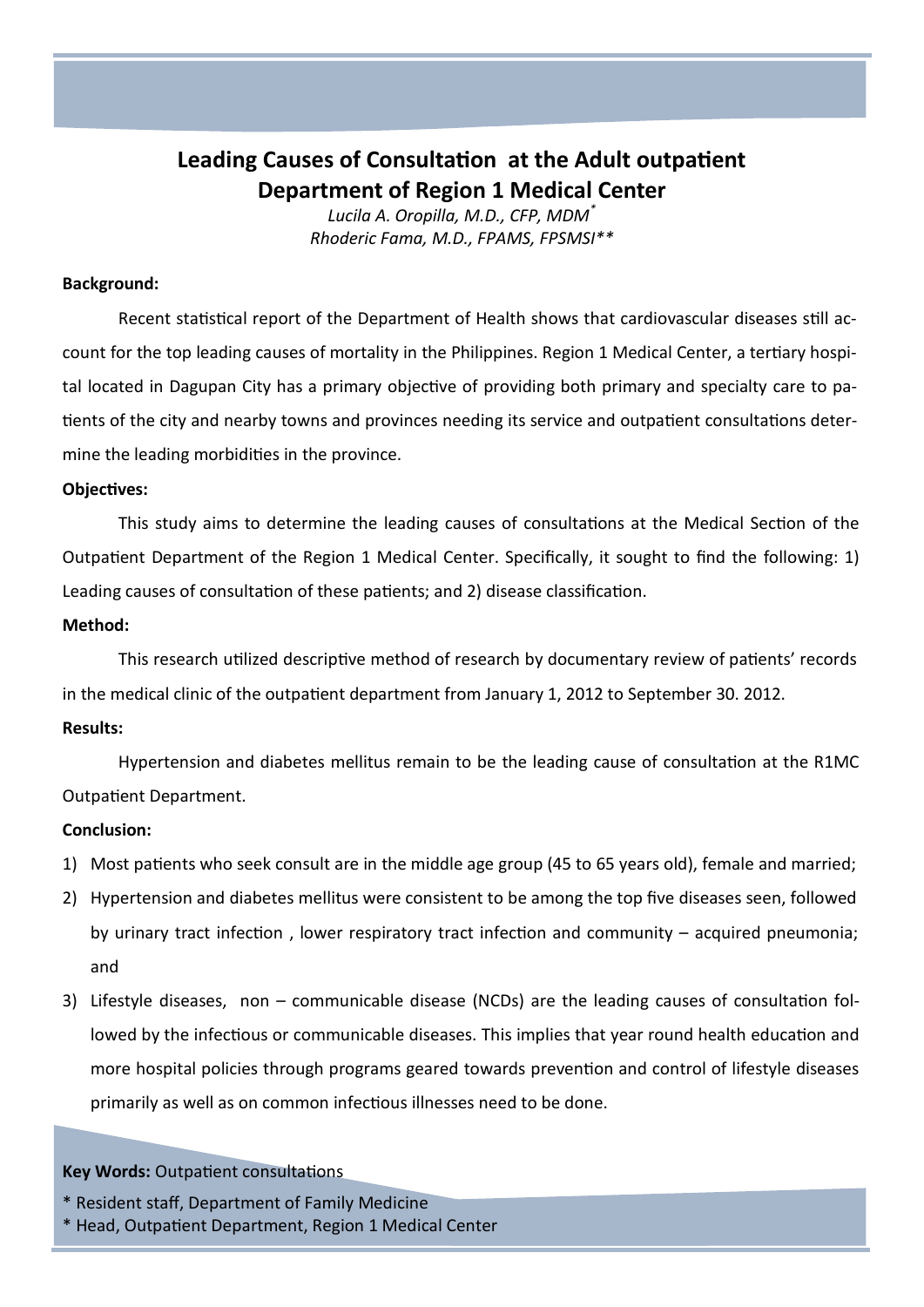# Leading Causes of Consultation at the Adult outpatient Department of Region 1 Medical Center

*Lucila A. Oropilla, M.D., CFP, MDM**
*Rhoderic Fama, M.D., FPAMS, FPSMSI***

**Background:**

Recent statistical report of the Department of Health shows that cardiovascular diseases still account for the top leading causes of mortality in the Philippines. Region 1 Medical Center, a tertiary hospital located in Dagupan City has a primary objective of providing both primary and specialty care to patients of the city and nearby towns and provinces needing its service and outpatient consultations determine the leading morbidities in the province.

**Objectives:**

This study aims to determine the leading causes of consultations at the Medical Section of the Outpatient Department of the Region 1 Medical Center. Specifically, it sought to find the following: 1) Leading causes of consultation of these patients; and 2) disease classification.

**Method:**

This research utilized descriptive method of research by documentary review of patients' records in the medical clinic of the outpatient department from January 1, 2012 to September 30. 2012.

**Results:**

Hypertension and diabetes mellitus remain to be the leading cause of consultation at the R1MC Outpatient Department.

**Conclusion:**

1) Most patients who seek consult are in the middle age group (45 to 65 years old), female and married;
2) Hypertension and diabetes mellitus were consistent to be among the top five diseases seen, followed by urinary tract infection , lower respiratory tract infection and community – acquired pneumonia; and
3) Lifestyle diseases, non – communicable disease (NCDs) are the leading causes of consultation followed by the infectious or communicable diseases. This implies that year round health education and more hospital policies through programs geared towards prevention and control of lifestyle diseases primarily as well as on common infectious illnesses need to be done.

**Key Words:** Outpatient consultations

\* Resident staff, Department of Family Medicine
\* Head, Outpatient Department, Region 1 Medical Center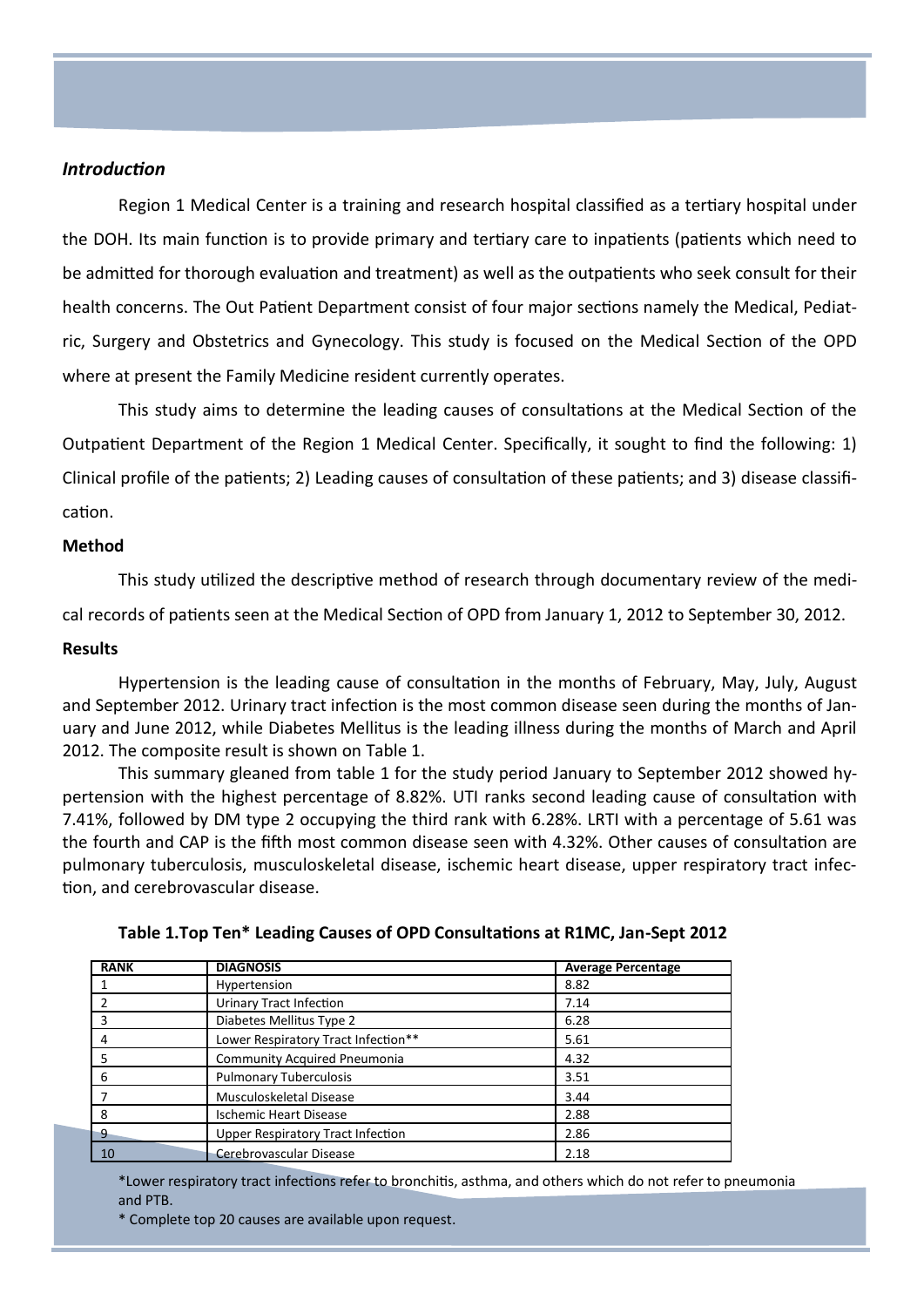### *Introduction*

Region 1 Medical Center is a training and research hospital classified as a tertiary hospital under the DOH. Its main function is to provide primary and tertiary care to inpatients (patients which need to be admitted for thorough evaluation and treatment) as well as the outpatients who seek consult for their health concerns. The Out Patient Department consist of four major sections namely the Medical, Pediatric, Surgery and Obstetrics and Gynecology. This study is focused on the Medical Section of the OPD where at present the Family Medicine resident currently operates.

This study aims to determine the leading causes of consultations at the Medical Section of the Outpatient Department of the Region 1 Medical Center. Specifically, it sought to find the following: 1) Clinical profile of the patients; 2) Leading causes of consultation of these patients; and 3) disease classification.

### Method

This study utilized the descriptive method of research through documentary review of the medical records of patients seen at the Medical Section of OPD from January 1, 2012 to September 30, 2012.

### Results

Hypertension is the leading cause of consultation in the months of February, May, July, August and September 2012. Urinary tract infection is the most common disease seen during the months of January and June 2012, while Diabetes Mellitus is the leading illness during the months of March and April 2012. The composite result is shown on Table 1.

This summary gleaned from table 1 for the study period January to September 2012 showed hypertension with the highest percentage of 8.82%. UTI ranks second leading cause of consultation with 7.41%, followed by DM type 2 occupying the third rank with 6.28%. LRTI with a percentage of 5.61 was the fourth and CAP is the fifth most common disease seen with 4.32%. Other causes of consultation are pulmonary tuberculosis, musculoskeletal disease, ischemic heart disease, upper respiratory tract infection, and cerebrovascular disease.

**Table 1.Top Ten* Leading Causes of OPD Consultations at R1MC, Jan-Sept 2012**

| RANK | DIAGNOSIS | Average Percentage |
|---|---|---|
| 1 | Hypertension | 8.82 |
| 2 | Urinary Tract Infection | 7.14 |
| 3 | Diabetes Mellitus Type 2 | 6.28 |
| 4 | Lower Respiratory Tract Infection** | 5.61 |
| 5 | Community Acquired Pneumonia | 4.32 |
| 6 | Pulmonary Tuberculosis | 3.51 |
| 7 | Musculoskeletal Disease | 3.44 |
| 8 | Ischemic Heart Disease | 2.88 |
| 9 | Upper Respiratory Tract Infection | 2.86 |
| 10 | Cerebrovascular Disease | 2.18 |

*Lower respiratory tract infections refer to bronchitis, asthma, and others which do not refer to pneumonia and PTB.

* Complete top 20 causes are available upon request.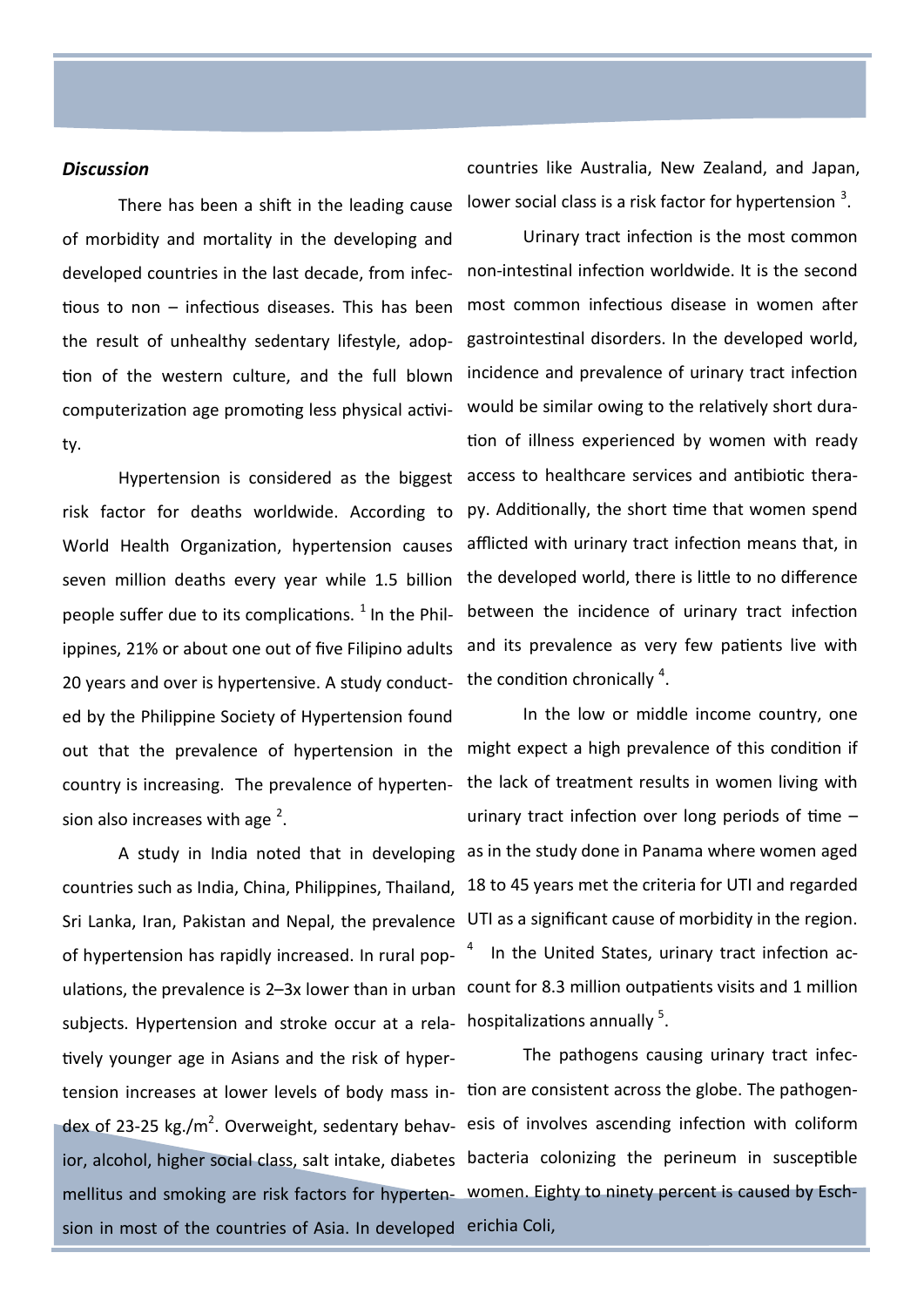***Discussion***

There has been a shift in the leading cause of morbidity and mortality in the developing and developed countries in the last decade, from infectious to non – infectious diseases. This has been the result of unhealthy sedentary lifestyle, adoption of the western culture, and the full blown computerization age promoting less physical activity.

Hypertension is considered as the biggest risk factor for deaths worldwide. According to World Health Organization, hypertension causes seven million deaths every year while 1.5 billion people suffer due to its complications. [1] In the Philippines, 21% or about one out of five Filipino adults 20 years and over is hypertensive. A study conducted by the Philippine Society of Hypertension found out that the prevalence of hypertension in the country is increasing. The prevalence of hypertension also increases with age [2].

A study in India noted that in developing countries such as India, China, Philippines, Thailand, Sri Lanka, Iran, Pakistan and Nepal, the prevalence of hypertension has rapidly increased. In rural populations, the prevalence is 2–3x lower than in urban subjects. Hypertension and stroke occur at a relatively younger age in Asians and the risk of hypertension increases at lower levels of body mass index of 23-25 kg./m$^2$. Overweight, sedentary behavior, alcohol, higher social class, salt intake, diabetes mellitus and smoking are risk factors for hypertension in most of the countries of Asia. In developed countries like Australia, New Zealand, and Japan, lower social class is a risk factor for hypertension [3].

Urinary tract infection is the most common non-intestinal infection worldwide. It is the second most common infectious disease in women after gastrointestinal disorders. In the developed world, incidence and prevalence of urinary tract infection would be similar owing to the relatively short duration of illness experienced by women with ready access to healthcare services and antibiotic therapy. Additionally, the short time that women spend afflicted with urinary tract infection means that, in the developed world, there is little to no difference between the incidence of urinary tract infection and its prevalence as very few patients live with the condition chronically [4].

In the low or middle income country, one might expect a high prevalence of this condition if the lack of treatment results in women living with urinary tract infection over long periods of time – as in the study done in Panama where women aged 18 to 45 years met the criteria for UTI and regarded UTI as a significant cause of morbidity in the region. [4] In the United States, urinary tract infection account for 8.3 million outpatients visits and 1 million hospitalizations annually [5].

The pathogens causing urinary tract infection are consistent across the globe. The pathogenesis of involves ascending infection with coliform bacteria colonizing the perineum in susceptible women. Eighty to ninety percent is caused by Escherichia Coli,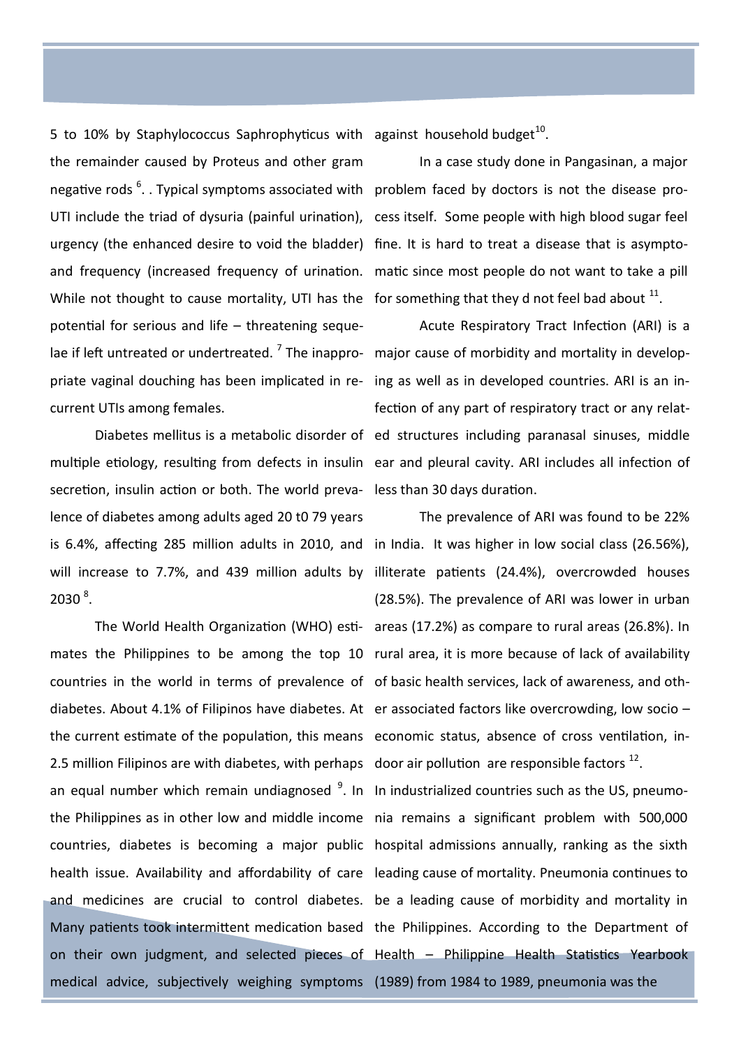5 to 10% by Staphylococcus Saphrophyticus with the remainder caused by Proteus and other gram negative rods [6]. . Typical symptoms associated with UTI include the triad of dysuria (painful urination), urgency (the enhanced desire to void the bladder) and frequency (increased frequency of urination. While not thought to cause mortality, UTI has the potential for serious and life – threatening sequelae if left untreated or undertreated. [7] The inappropriate vaginal douching has been implicated in recurrent UTIs among females.

Diabetes mellitus is a metabolic disorder of multiple etiology, resulting from defects in insulin secretion, insulin action or both. The world prevalence of diabetes among adults aged 20 t0 79 years is 6.4%, affecting 285 million adults in 2010, and will increase to 7.7%, and 439 million adults by 2030 [8].

The World Health Organization (WHO) estimates the Philippines to be among the top 10 countries in the world in terms of prevalence of diabetes. About 4.1% of Filipinos have diabetes. At the current estimate of the population, this means 2.5 million Filipinos are with diabetes, with perhaps an equal number which remain undiagnosed [9]. In the Philippines as in other low and middle income countries, diabetes is becoming a major public health issue. Availability and affordability of care and medicines are crucial to control diabetes. Many patients took intermittent medication based on their own judgment, and selected pieces of medical advice, subjectively weighing symptoms against household budget[10].

In a case study done in Pangasinan, a major problem faced by doctors is not the disease process itself. Some people with high blood sugar feel fine. It is hard to treat a disease that is asymptomatic since most people do not want to take a pill for something that they d not feel bad about [11].

Acute Respiratory Tract Infection (ARI) is a major cause of morbidity and mortality in developing as well as in developed countries. ARI is an infection of any part of respiratory tract or any related structures including paranasal sinuses, middle ear and pleural cavity. ARI includes all infection of less than 30 days duration.

The prevalence of ARI was found to be 22% in India. It was higher in low social class (26.56%), illiterate patients (24.4%), overcrowded houses (28.5%). The prevalence of ARI was lower in urban areas (17.2%) as compare to rural areas (26.8%). In rural area, it is more because of lack of availability of basic health services, lack of awareness, and other associated factors like overcrowding, low socio – economic status, absence of cross ventilation, indoor air pollution are responsible factors [12].

In industrialized countries such as the US, pneumonia remains a significant problem with 500,000 hospital admissions annually, ranking as the sixth leading cause of mortality. Pneumonia continues to be a leading cause of morbidity and mortality in the Philippines. According to the Department of Health – Philippine Health Statistics Yearbook (1989) from 1984 to 1989, pneumonia was the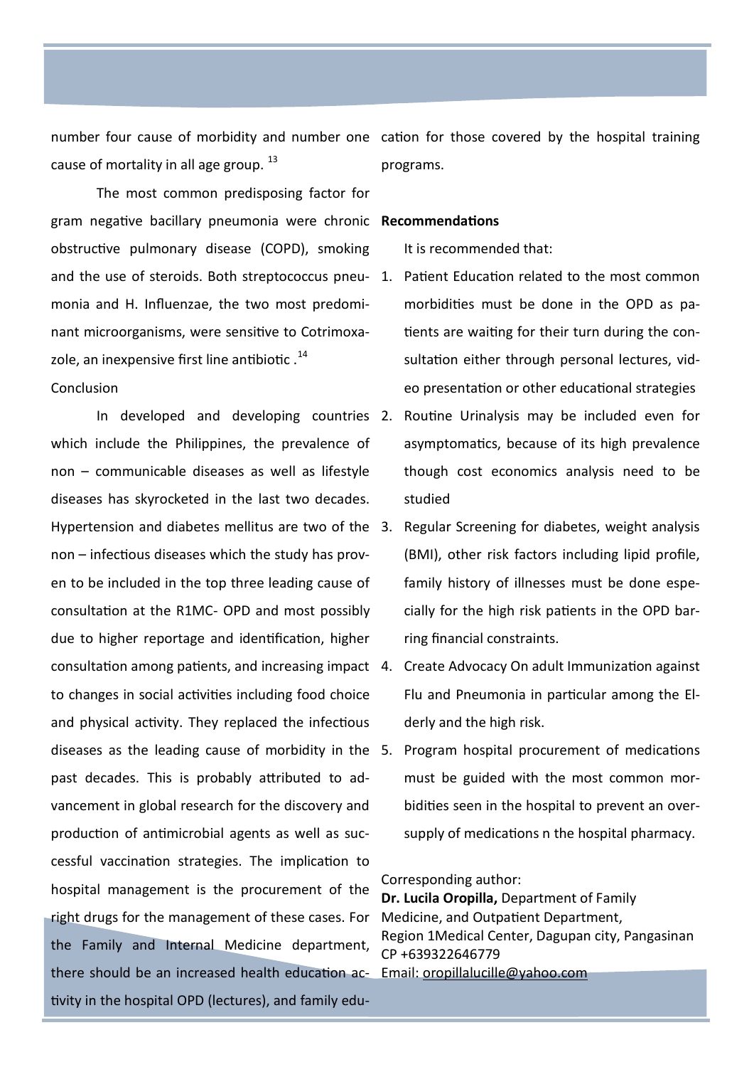number four cause of morbidity and number one cause of mortality in all age group. [13]

The most common predisposing factor for gram negative bacillary pneumonia were chronic obstructive pulmonary disease (COPD), smoking and the use of steroids. Both streptococcus pneumonia and H. Influenzae, the two most predominant microorganisms, were sensitive to Cotrimoxazole, an inexpensive first line antibiotic .[14]

Conclusion

In developed and developing countries which include the Philippines, the prevalence of non – communicable diseases as well as lifestyle diseases has skyrocketed in the last two decades. Hypertension and diabetes mellitus are two of the non – infectious diseases which the study has proven to be included in the top three leading cause of consultation at the R1MC- OPD and most possibly due to higher reportage and identification, higher consultation among patients, and increasing impact to changes in social activities including food choice and physical activity. They replaced the infectious diseases as the leading cause of morbidity in the past decades. This is probably attributed to advancement in global research for the discovery and production of antimicrobial agents as well as successful vaccination strategies. The implication to hospital management is the procurement of the right drugs for the management of these cases. For the Family and Internal Medicine department, there should be an increased health education activity in the hospital OPD (lectures), and family education for those covered by the hospital training programs.

**Recommendations**

It is recommended that:

1. Patient Education related to the most common morbidities must be done in the OPD as patients are waiting for their turn during the consultation either through personal lectures, video presentation or other educational strategies
2. Routine Urinalysis may be included even for asymptomatics, because of its high prevalence though cost economics analysis need to be studied
3. Regular Screening for diabetes, weight analysis (BMI), other risk factors including lipid profile, family history of illnesses must be done especially for the high risk patients in the OPD barring financial constraints.
4. Create Advocacy On adult Immunization against Flu and Pneumonia in particular among the Elderly and the high risk.
5. Program hospital procurement of medications must be guided with the most common morbidities seen in the hospital to prevent an oversupply of medications n the hospital pharmacy.

Corresponding author:
**Dr. Lucila Oropilla,** Department of Family Medicine, and Outpatient Department,
Region 1Medical Center, Dagupan city, Pangasinan
CP +639322646779
Email: oropillalucille@yahoo.com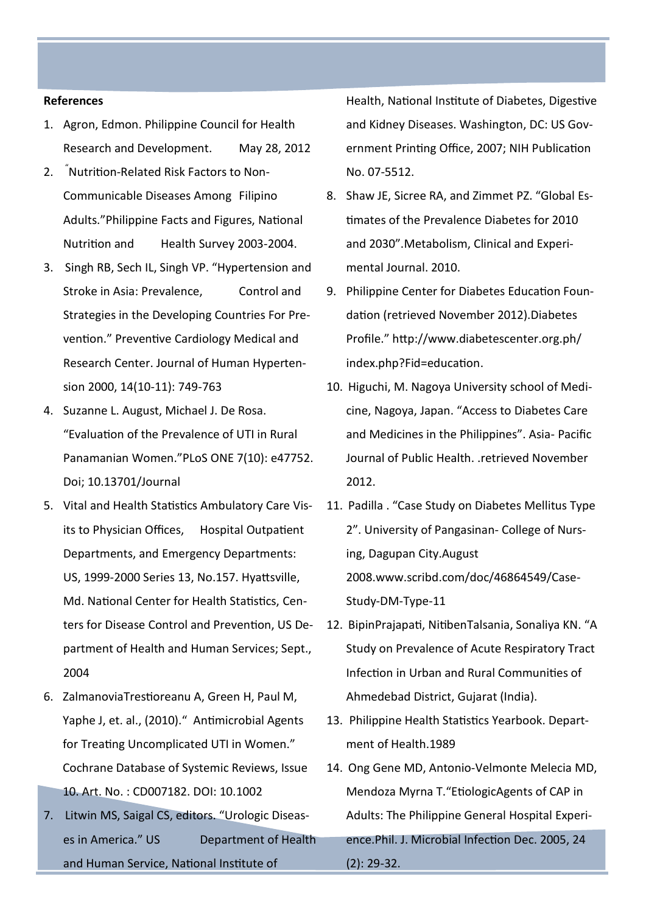**References**

1. Agron, Edmon. Philippine Council for Health Research and Development. May 28, 2012
2. "Nutrition-Related Risk Factors to Non-Communicable Diseases Among Filipino Adults."Philippine Facts and Figures, National Nutrition and Health Survey 2003-2004.
3. Singh RB, Sech IL, Singh VP. "Hypertension and Stroke in Asia: Prevalence, Control and Strategies in the Developing Countries For Prevention." Preventive Cardiology Medical and Research Center. Journal of Human Hypertension 2000, 14(10-11): 749-763
4. Suzanne L. August, Michael J. De Rosa. "Evaluation of the Prevalence of UTI in Rural Panamanian Women."PLoS ONE 7(10): e47752. Doi; 10.13701/Journal
5. Vital and Health Statistics Ambulatory Care Visits to Physician Offices, Hospital Outpatient Departments, and Emergency Departments: US, 1999-2000 Series 13, No.157. Hyattsville, Md. National Center for Health Statistics, Centers for Disease Control and Prevention, US Department of Health and Human Services; Sept., 2004
6. ZalmanoviaTrestioreanu A, Green H, Paul M, Yaphe J, et. al., (2010)." Antimicrobial Agents for Treating Uncomplicated UTI in Women." Cochrane Database of Systemic Reviews, Issue 10. Art. No. : CD007182. DOI: 10.1002
7. Litwin MS, Saigal CS, editors. "Urologic Diseases in America." US Department of Health and Human Service, National Institute of Health, National Institute of Diabetes, Digestive and Kidney Diseases. Washington, DC: US Government Printing Office, 2007; NIH Publication No. 07-5512.
8. Shaw JE, Sicree RA, and Zimmet PZ. "Global Estimates of the Prevalence Diabetes for 2010 and 2030".Metabolism, Clinical and Experimental Journal. 2010.
9. Philippine Center for Diabetes Education Foundation (retrieved November 2012).Diabetes Profile." http://www.diabetescenter.org.ph/index.php?Fid=education.
10. Higuchi, M. Nagoya University school of Medicine, Nagoya, Japan. "Access to Diabetes Care and Medicines in the Philippines". Asia- Pacific Journal of Public Health. .retrieved November 2012.
11. Padilla . "Case Study on Diabetes Mellitus Type 2". University of Pangasinan- College of Nursing, Dagupan City.August 2008.www.scribd.com/doc/46864549/Case-Study-DM-Type-11
12. BipinPrajapati, NitibenTalsania, Sonaliya KN. "A Study on Prevalence of Acute Respiratory Tract Infection in Urban and Rural Communities of Ahmedebad District, Gujarat (India).
13. Philippine Health Statistics Yearbook. Department of Health.1989
14. Ong Gene MD, Antonio-Velmonte Melecia MD, Mendoza Myrna T."EtiologicAgents of CAP in Adults: The Philippine General Hospital Experience.Phil. J. Microbial Infection Dec. 2005, 24 (2): 29-32.